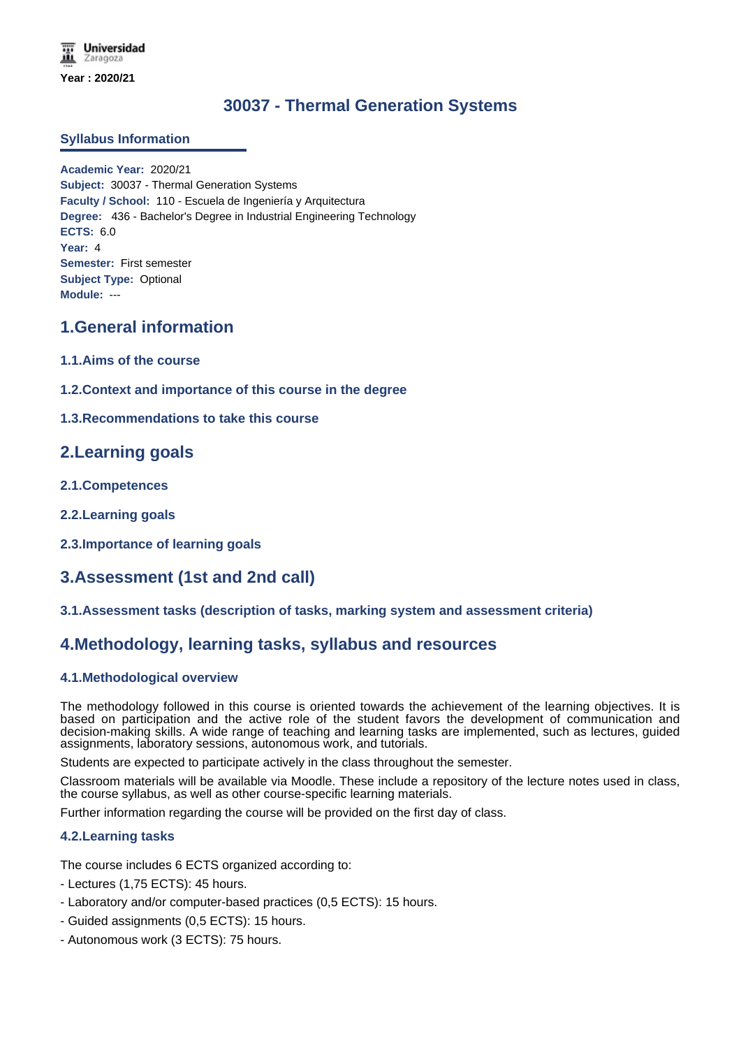Year : 2020/21

# 30037 - Thermal Generation Systems

## Syllabus Information

**Academic Year:** 2020/21
**Subject:** 30037 - Thermal Generation Systems
**Faculty / School:** 110 - Escuela de Ingeniería y Arquitectura
**Degree:** 436 - Bachelor's Degree in Industrial Engineering Technology
**ECTS:** 6.0
**Year:** 4
**Semester:** First semester
**Subject Type:** Optional
**Module:** ---

## 1.General information

### 1.1.Aims of the course

### 1.2.Context and importance of this course in the degree

### 1.3.Recommendations to take this course

## 2.Learning goals

### 2.1.Competences

### 2.2.Learning goals

### 2.3.Importance of learning goals

## 3.Assessment (1st and 2nd call)

### 3.1.Assessment tasks (description of tasks, marking system and assessment criteria)

## 4.Methodology, learning tasks, syllabus and resources

### 4.1.Methodological overview

The methodology followed in this course is oriented towards the achievement of the learning objectives. It is based on participation and the active role of the student favors the development of communication and decision-making skills. A wide range of teaching and learning tasks are implemented, such as lectures, guided assignments, laboratory sessions, autonomous work, and tutorials.

Students are expected to participate actively in the class throughout the semester.

Classroom materials will be available via Moodle. These include a repository of the lecture notes used in class, the course syllabus, as well as other course-specific learning materials.

Further information regarding the course will be provided on the first day of class.

### 4.2.Learning tasks

The course includes 6 ECTS organized according to:

- Lectures (1,75 ECTS): 45 hours.
- Laboratory and/or computer-based practices (0,5 ECTS): 15 hours.
- Guided assignments (0,5 ECTS): 15 hours.
- Autonomous work (3 ECTS): 75 hours.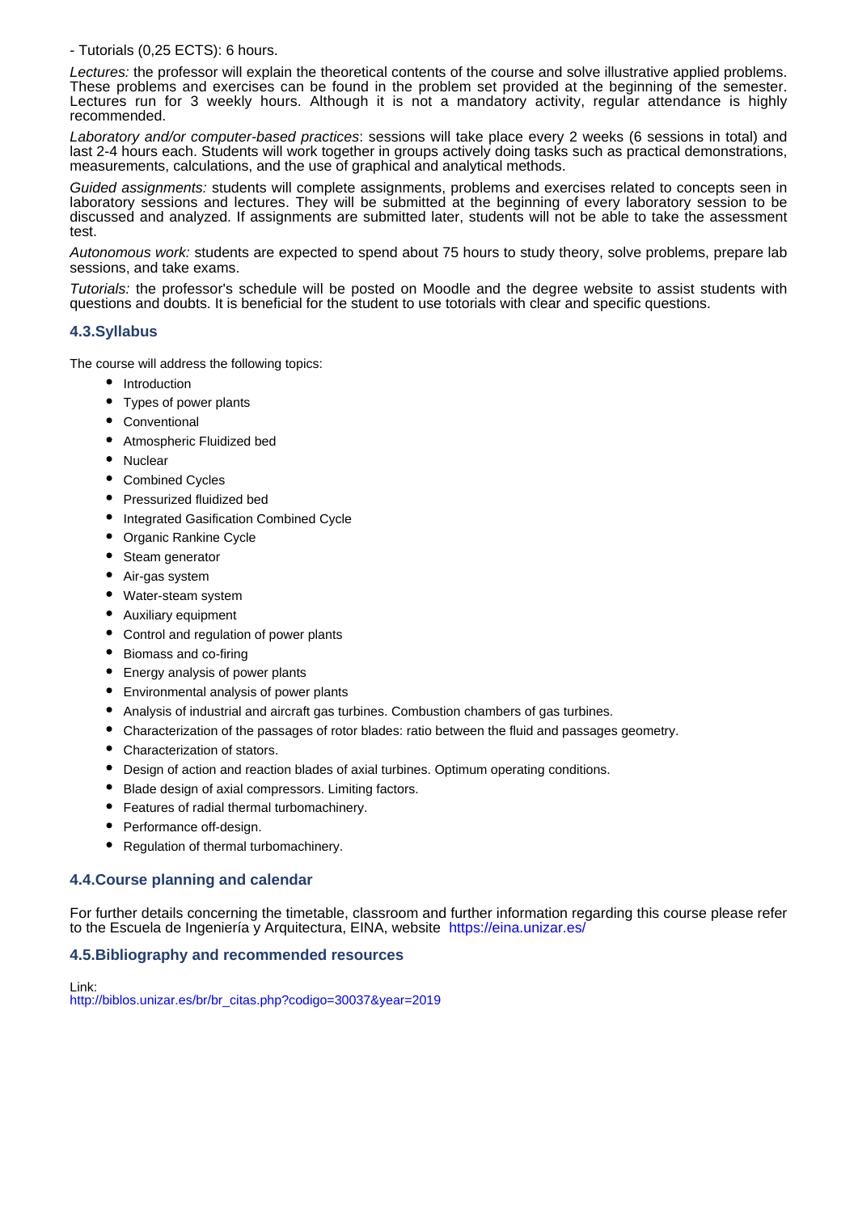- Tutorials (0,25 ECTS): 6 hours.

*Lectures:* the professor will explain the theoretical contents of the course and solve illustrative applied problems. These problems and exercises can be found in the problem set provided at the beginning of the semester. Lectures run for 3 weekly hours. Although it is not a mandatory activity, regular attendance is highly recommended.

*Laboratory and/or computer-based practices*: sessions will take place every 2 weeks (6 sessions in total) and last 2-4 hours each. Students will work together in groups actively doing tasks such as practical demonstrations, measurements, calculations, and the use of graphical and analytical methods.

*Guided assignments:* students will complete assignments, problems and exercises related to concepts seen in laboratory sessions and lectures. They will be submitted at the beginning of every laboratory session to be discussed and analyzed. If assignments are submitted later, students will not be able to take the assessment test.

*Autonomous work:* students are expected to spend about 75 hours to study theory, solve problems, prepare lab sessions, and take exams.

*Tutorials:* the professor's schedule will be posted on Moodle and the degree website to assist students with questions and doubts. It is beneficial for the student to use totorials with clear and specific questions.

### 4.3.Syllabus

The course will address the following topics:

- Introduction
- Types of power plants
- Conventional
- Atmospheric Fluidized bed
- Nuclear
- Combined Cycles
- Pressurized fluidized bed
- Integrated Gasification Combined Cycle
- Organic Rankine Cycle
- Steam generator
- Air-gas system
- Water-steam system
- Auxiliary equipment
- Control and regulation of power plants
- Biomass and co-firing
- Energy analysis of power plants
- Environmental analysis of power plants
- Analysis of industrial and aircraft gas turbines. Combustion chambers of gas turbines.
- Characterization of the passages of rotor blades: ratio between the fluid and passages geometry.
- Characterization of stators.
- Design of action and reaction blades of axial turbines. Optimum operating conditions.
- Blade design of axial compressors. Limiting factors.
- Features of radial thermal turbomachinery.
- Performance off-design.
- Regulation of thermal turbomachinery.

### 4.4.Course planning and calendar

For further details concerning the timetable, classroom and further information regarding this course please refer to the Escuela de Ingeniería y Arquitectura, EINA, website https://eina.unizar.es/

### 4.5.Bibliography and recommended resources

Link:
http://biblos.unizar.es/br/br_citas.php?codigo=30037&year=2019